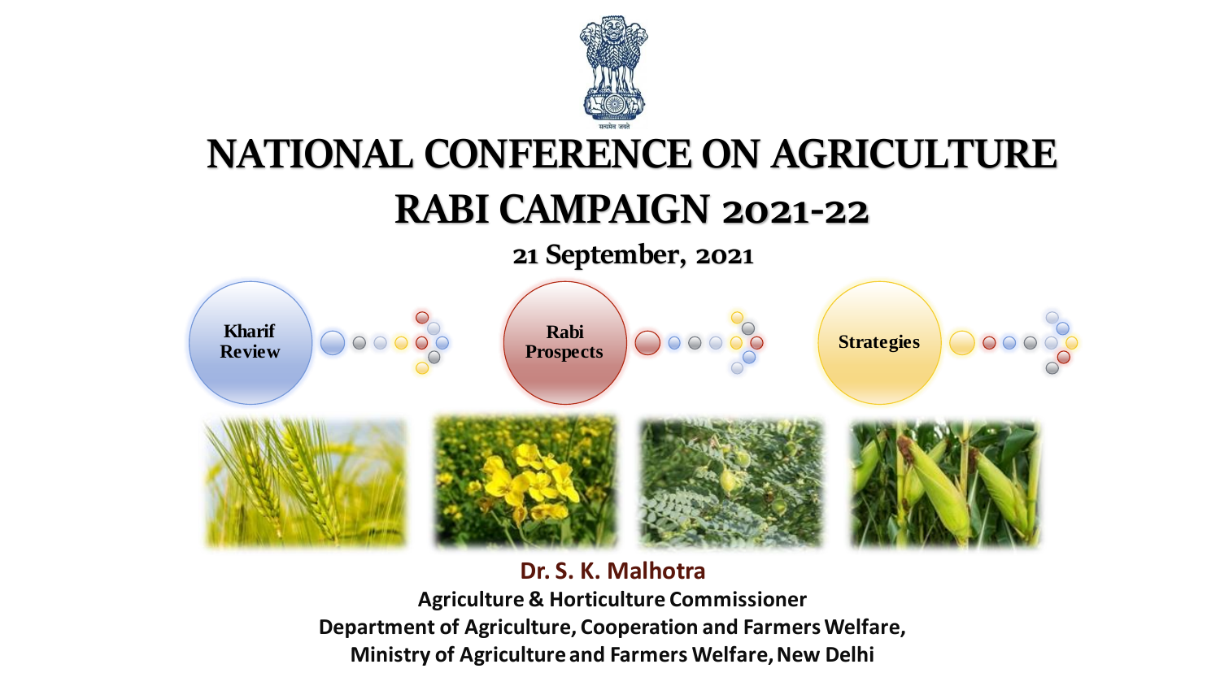सत्यमेव जयते

# NATIONAL CONFERENCE ON AGRICULTURE

# RABI CAMPAIGN 2021-22

## 21 September, 2021

- Kharif Review
- Rabi Prospects
- Strategies

**Dr. S. K. Malhotra**

**Agriculture & Horticulture Commissioner**

**Department of Agriculture, Cooperation and Farmers Welfare,**

**Ministry of Agriculture and Farmers Welfare, New Delhi**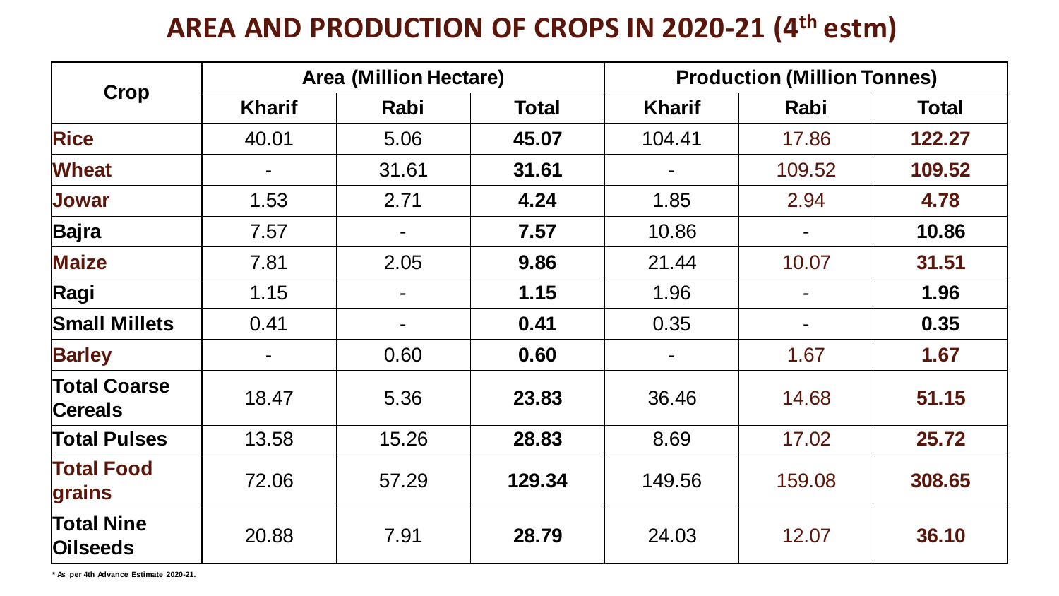# AREA AND PRODUCTION OF CROPS IN 2020-21 (4th estm)

| Crop | Area (Million Hectare) | | | Production (Million Tonnes) | | |
|---|---|---|---|---|---|---|
| | Kharif | Rabi | Total | Kharif | Rabi | Total |
| **Rice** | 40.01 | 5.06 | **45.07** | 104.41 | 17.86 | **122.27** |
| **Wheat** | - | 31.61 | **31.61** | - | 109.52 | **109.52** |
| **Jowar** | 1.53 | 2.71 | **4.24** | 1.85 | 2.94 | **4.78** |
| **Bajra** | 7.57 | - | **7.57** | 10.86 | - | **10.86** |
| **Maize** | 7.81 | 2.05 | **9.86** | 21.44 | 10.07 | **31.51** |
| **Ragi** | 1.15 | - | **1.15** | 1.96 | - | **1.96** |
| **Small Millets** | 0.41 | - | **0.41** | 0.35 | - | **0.35** |
| **Barley** | - | 0.60 | **0.60** | - | 1.67 | **1.67** |
| **Total Coarse Cereals** | 18.47 | 5.36 | **23.83** | 36.46 | 14.68 | **51.15** |
| **Total Pulses** | 13.58 | 15.26 | **28.83** | 8.69 | 17.02 | **25.72** |
| **Total Food grains** | 72.06 | 57.29 | **129.34** | 149.56 | 159.08 | **308.65** |
| **Total Nine Oilseeds** | 20.88 | 7.91 | **28.79** | 24.03 | 12.07 | **36.10** |

* As per 4th Advance Estimate 2020-21.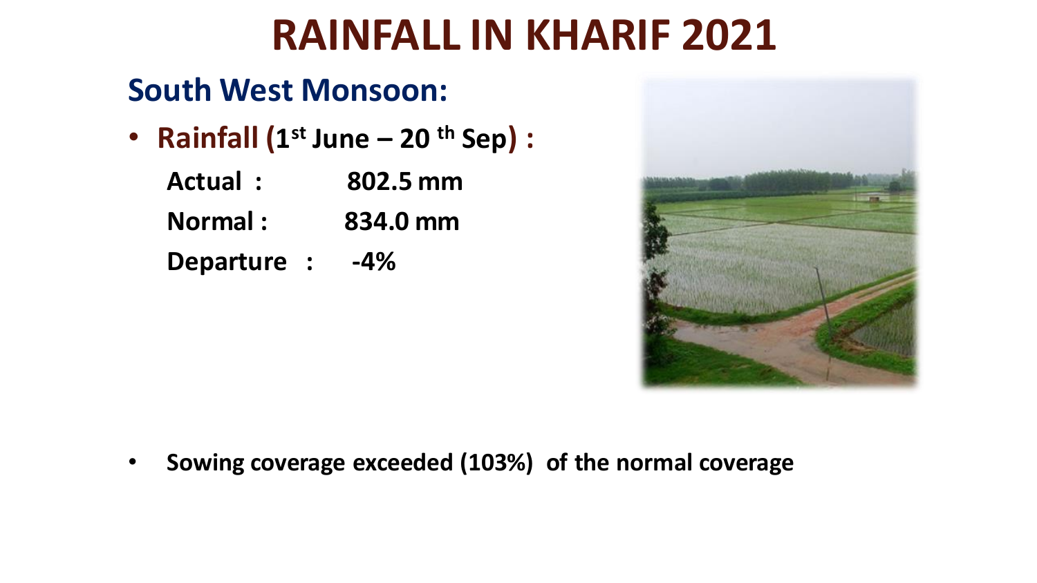# RAINFALL IN KHARIF 2021

## South West Monsoon:

- **Rainfall (1st June – 20 th Sep) :**

  **Actual : 802.5 mm**

  **Normal : 834.0 mm**

  **Departure : -4%**

- **Sowing coverage exceeded (103%) of the normal coverage**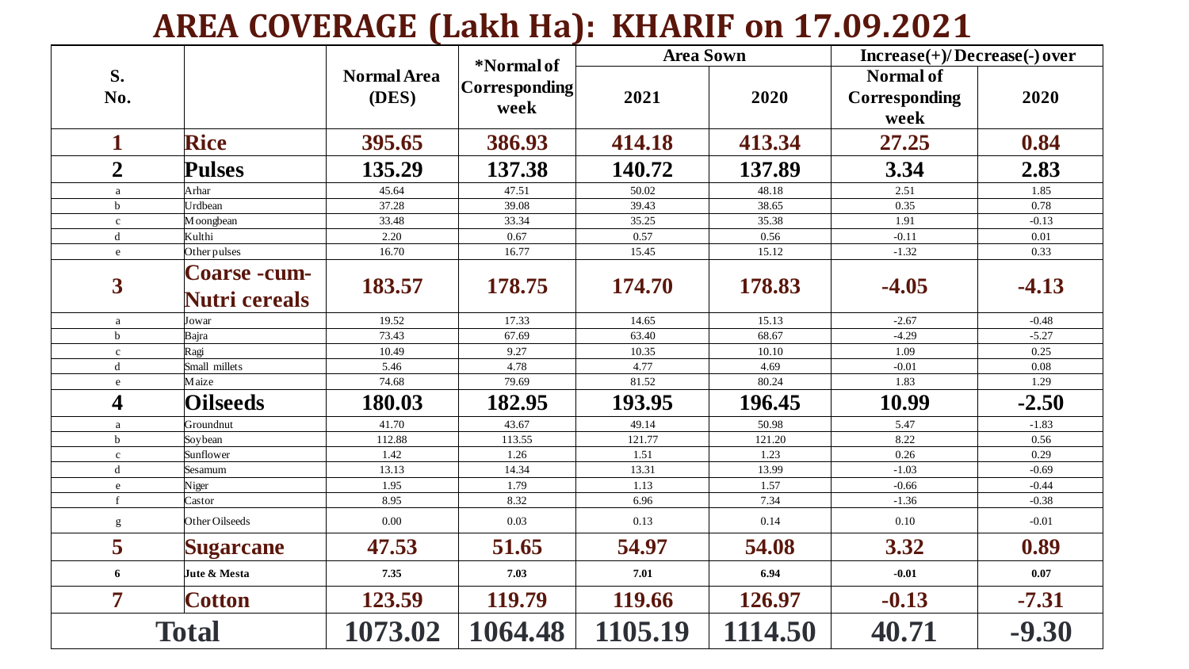# AREA COVERAGE (Lakh Ha): KHARIF on 17.09.2021

| S. No. | | Normal Area (DES) | *Normal of Corresponding week | Area Sown | | Increase(+)/Decrease(-) over | |
|---|---|---|---|---|---|---|---|
| | | | | 2021 | 2020 | Normal of Corresponding week | 2020 |
| **1** | **Rice** | **395.65** | **386.93** | **414.18** | **413.34** | **27.25** | **0.84** |
| **2** | **Pulses** | **135.29** | **137.38** | **140.72** | **137.89** | **3.34** | **2.83** |
| a | Arhar | 45.64 | 47.51 | 50.02 | 48.18 | 2.51 | 1.85 |
| b | Urdbean | 37.28 | 39.08 | 39.43 | 38.65 | 0.35 | 0.78 |
| c | Moongbean | 33.48 | 33.34 | 35.25 | 35.38 | 1.91 | -0.13 |
| d | Kulthi | 2.20 | 0.67 | 0.57 | 0.56 | -0.11 | 0.01 |
| e | Other pulses | 16.70 | 16.77 | 15.45 | 15.12 | -1.32 | 0.33 |
| **3** | **Coarse -cum- Nutri cereals** | **183.57** | **178.75** | **174.70** | **178.83** | **-4.05** | **-4.13** |
| a | Jowar | 19.52 | 17.33 | 14.65 | 15.13 | -2.67 | -0.48 |
| b | Bajra | 73.43 | 67.69 | 63.40 | 68.67 | -4.29 | -5.27 |
| c | Ragi | 10.49 | 9.27 | 10.35 | 10.10 | 1.09 | 0.25 |
| d | Small millets | 5.46 | 4.78 | 4.77 | 4.69 | -0.01 | 0.08 |
| e | Maize | 74.68 | 79.69 | 81.52 | 80.24 | 1.83 | 1.29 |
| **4** | **Oilseeds** | **180.03** | **182.95** | **193.95** | **196.45** | **10.99** | **-2.50** |
| a | Groundnut | 41.70 | 43.67 | 49.14 | 50.98 | 5.47 | -1.83 |
| b | Soybean | 112.88 | 113.55 | 121.77 | 121.20 | 8.22 | 0.56 |
| c | Sunflower | 1.42 | 1.26 | 1.51 | 1.23 | 0.26 | 0.29 |
| d | Sesamum | 13.13 | 14.34 | 13.31 | 13.99 | -1.03 | -0.69 |
| e | Niger | 1.95 | 1.79 | 1.13 | 1.57 | -0.66 | -0.44 |
| f | Castor | 8.95 | 8.32 | 6.96 | 7.34 | -1.36 | -0.38 |
| g | Other Oilseeds | 0.00 | 0.03 | 0.13 | 0.14 | 0.10 | -0.01 |
| **5** | **Sugarcane** | **47.53** | **51.65** | **54.97** | **54.08** | **3.32** | **0.89** |
| **6** | **Jute & Mesta** | **7.35** | **7.03** | **7.01** | **6.94** | **-0.01** | **0.07** |
| **7** | **Cotton** | **123.59** | **119.79** | **119.66** | **126.97** | **-0.13** | **-7.31** |
| **Total** | | **1073.02** | **1064.48** | **1105.19** | **1114.50** | **40.71** | **-9.30** |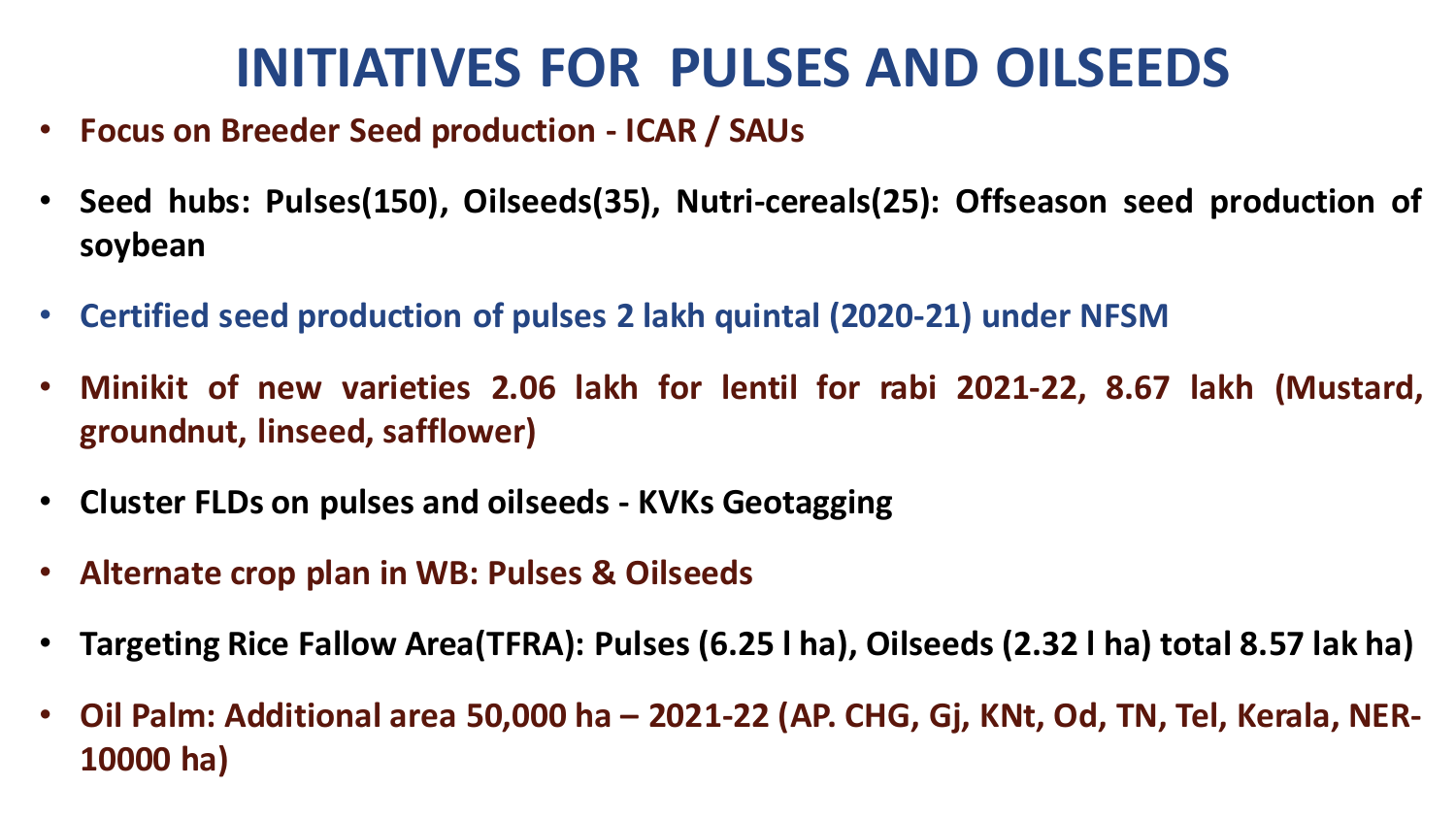# INITIATIVES FOR PULSES AND OILSEEDS

- **Focus on Breeder Seed production - ICAR / SAUs**
- **Seed hubs: Pulses(150), Oilseeds(35), Nutri-cereals(25): Offseason seed production of soybean**
- **Certified seed production of pulses 2 lakh quintal (2020-21) under NFSM**
- **Minikit of new varieties 2.06 lakh for lentil for rabi 2021-22, 8.67 lakh (Mustard, groundnut, linseed, safflower)**
- **Cluster FLDs on pulses and oilseeds - KVKs Geotagging**
- **Alternate crop plan in WB: Pulses & Oilseeds**
- **Targeting Rice Fallow Area(TFRA): Pulses (6.25 l ha), Oilseeds (2.32 l ha) total 8.57 lak ha)**
- **Oil Palm: Additional area 50,000 ha – 2021-22 (AP. CHG, Gj, KNt, Od, TN, Tel, Kerala, NER-10000 ha)**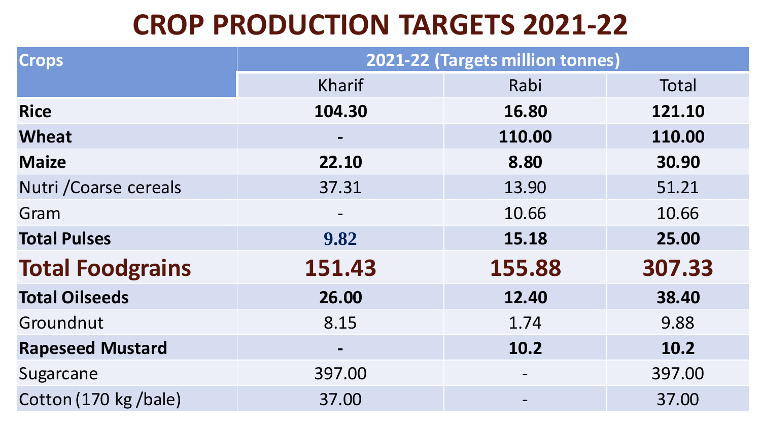# CROP PRODUCTION TARGETS 2021-22

| Crops | 2021-22 (Targets million tonnes) | | |
|---|---|---|---|
| | Kharif | Rabi | Total |
| **Rice** | **104.30** | **16.80** | **121.10** |
| **Wheat** | **-** | **110.00** | **110.00** |
| **Maize** | **22.10** | **8.80** | **30.90** |
| Nutri /Coarse cereals | 37.31 | 13.90 | 51.21 |
| Gram | - | 10.66 | 10.66 |
| **Total Pulses** | **9.82** | **15.18** | **25.00** |
| **Total Foodgrains** | **151.43** | **155.88** | **307.33** |
| **Total Oilseeds** | **26.00** | **12.40** | **38.40** |
| Groundnut | 8.15 | 1.74 | 9.88 |
| **Rapeseed Mustard** | **-** | **10.2** | **10.2** |
| Sugarcane | 397.00 | - | 397.00 |
| Cotton (170 kg /bale) | 37.00 | - | 37.00 |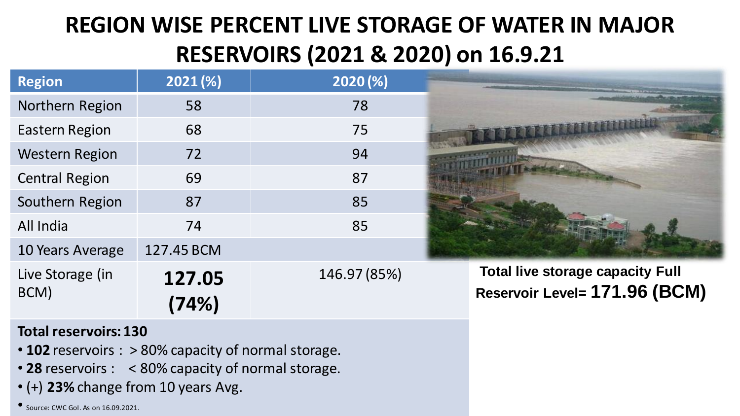# REGION WISE PERCENT LIVE STORAGE OF WATER IN MAJOR RESERVOIRS (2021 & 2020) on 16.9.21

| Region | 2021 (%) | 2020 (%) |
|---|---|---|
| Northern Region | 58 | 78 |
| Eastern Region | 68 | 75 |
| Western Region | 72 | 94 |
| Central Region | 69 | 87 |
| Southern Region | 87 | 85 |
| All India | 74 | 85 |
| 10 Years Average | 127.45 BCM | |
| Live Storage (in BCM) | **127.05 (74%)** | 146.97 (85%) |

**Total live storage capacity Full Reservoir Level= 171.96 (BCM)**

**Total reservoirs: 130**

- **102** reservoirs : > 80% capacity of normal storage.
- **28** reservoirs : < 80% capacity of normal storage.
- (+) **23%** change from 10 years Avg.
- Source: CWC GoI. As on 16.09.2021.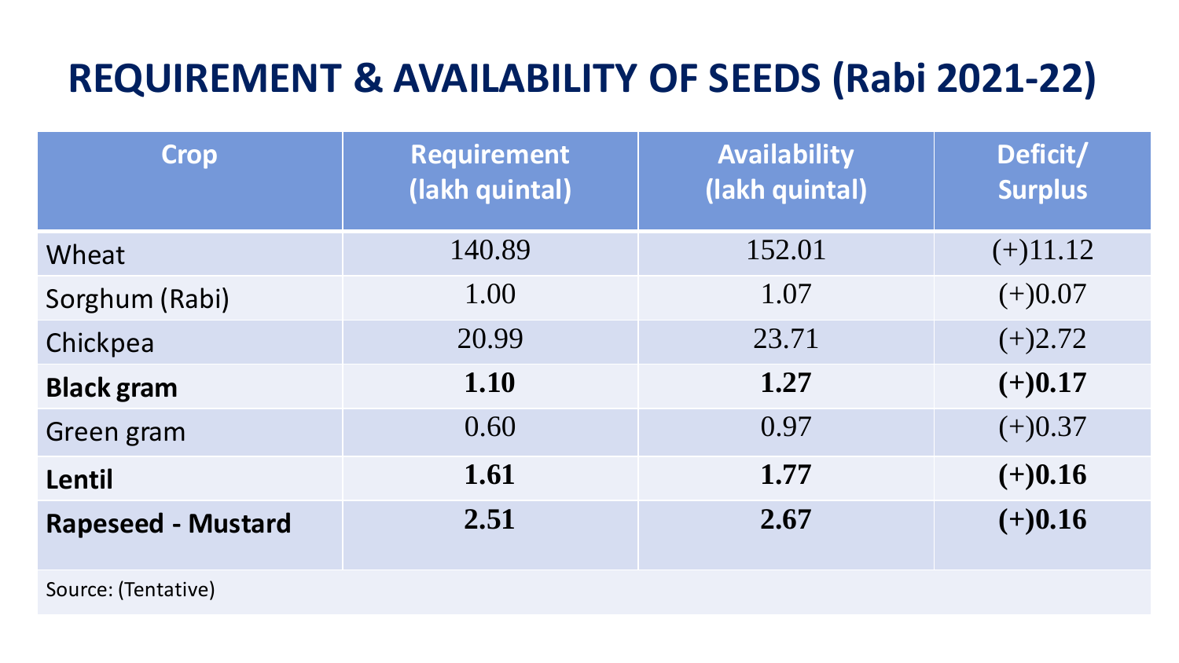# REQUIREMENT & AVAILABILITY OF SEEDS (Rabi 2021-22)

| Crop | Requirement (lakh quintal) | Availability (lakh quintal) | Deficit/ Surplus |
|---|---|---|---|
| Wheat | 140.89 | 152.01 | (+)11.12 |
| Sorghum (Rabi) | 1.00 | 1.07 | (+)0.07 |
| Chickpea | 20.99 | 23.71 | (+)2.72 |
| **Black gram** | **1.10** | **1.27** | **(+)0.17** |
| Green gram | 0.60 | 0.97 | (+)0.37 |
| **Lentil** | **1.61** | **1.77** | **(+)0.16** |
| **Rapeseed - Mustard** | **2.51** | **2.67** | **(+)0.16** |

Source: (Tentative)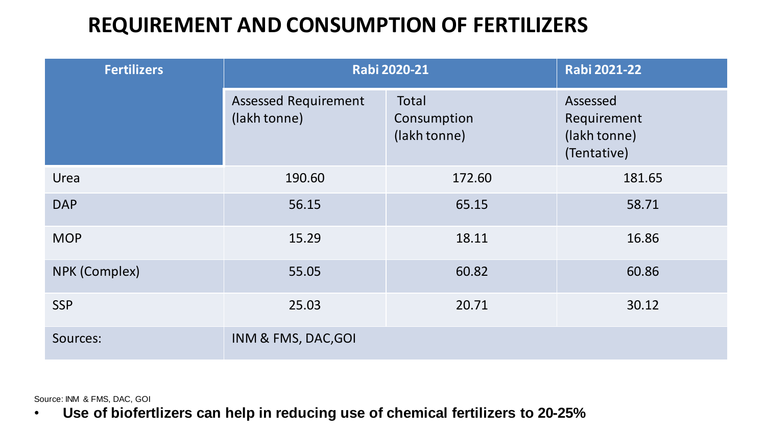# REQUIREMENT AND CONSUMPTION OF FERTILIZERS

| Fertilizers | Rabi 2020-21 | | Rabi 2021-22 |
|---|---|---|---|
| | Assessed Requirement (lakh tonne) | Total Consumption (lakh tonne) | Assessed Requirement (lakh tonne) (Tentative) |
| Urea | 190.60 | 172.60 | 181.65 |
| DAP | 56.15 | 65.15 | 58.71 |
| MOP | 15.29 | 18.11 | 16.86 |
| NPK (Complex) | 55.05 | 60.82 | 60.86 |
| SSP | 25.03 | 20.71 | 30.12 |
| Sources: | INM & FMS, DAC,GOI | | |

Source: INM & FMS, DAC, GOI

- **Use of biofertlizers can help in reducing use of chemical fertilizers to 20-25%**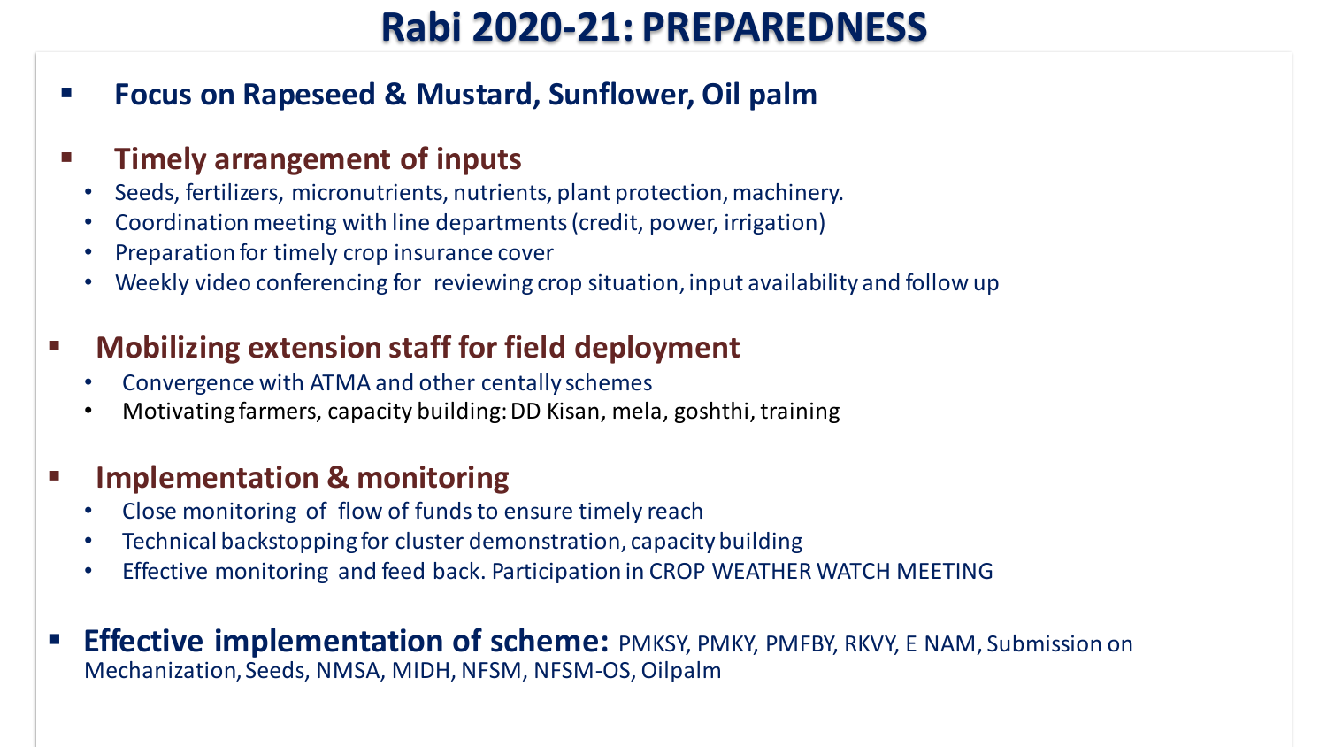# Rabi 2020-21: PREPAREDNESS

- **Focus on Rapeseed & Mustard, Sunflower, Oil palm**

- **Timely arrangement of inputs**
  - Seeds, fertilizers, micronutrients, nutrients, plant protection, machinery.
  - Coordination meeting with line departments (credit, power, irrigation)
  - Preparation for timely crop insurance cover
  - Weekly video conferencing for reviewing crop situation, input availability and follow up

- **Mobilizing extension staff for field deployment**
  - Convergence with ATMA and other centally schemes
  - Motivating farmers, capacity building: DD Kisan, mela, goshthi, training

- **Implementation & monitoring**
  - Close monitoring of flow of funds to ensure timely reach
  - Technical backstopping for cluster demonstration, capacity building
  - Effective monitoring and feed back. Participation in CROP WEATHER WATCH MEETING

- **Effective implementation of scheme:** PMKSY, PMKY, PMFBY, RKVY, E NAM, Submission on Mechanization, Seeds, NMSA, MIDH, NFSM, NFSM-OS, Oilpalm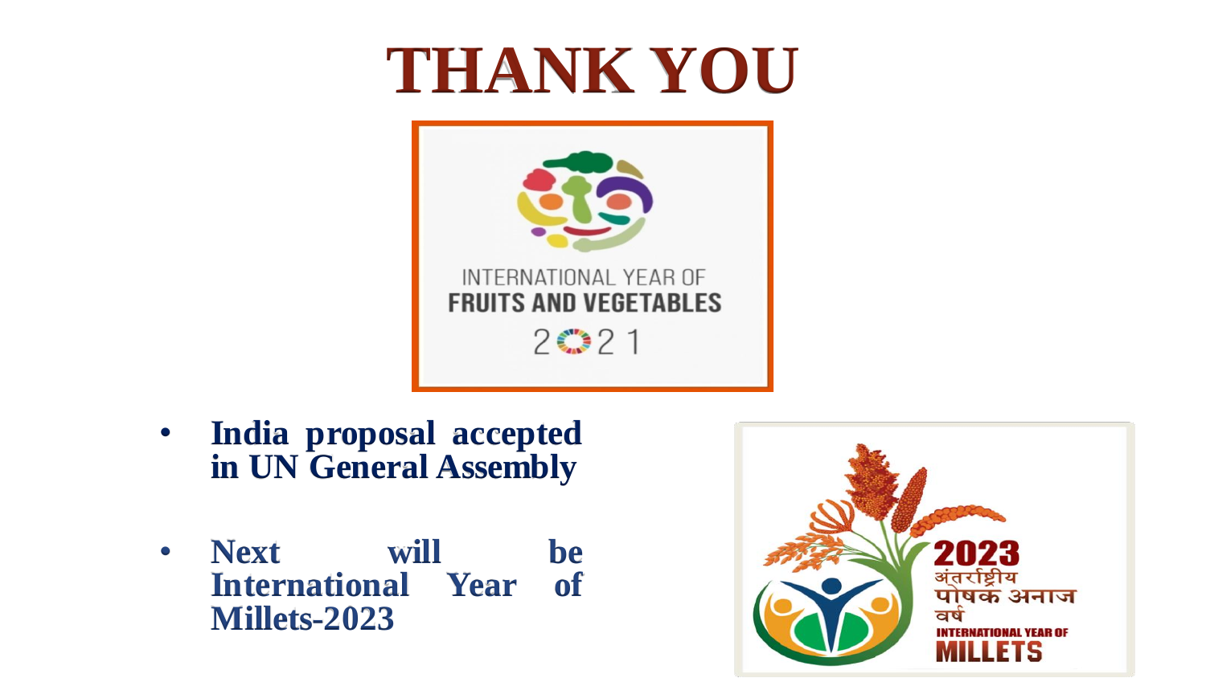# THANK YOU

INTERNATIONAL YEAR OF
FRUITS AND VEGETABLES
2021

- **India proposal accepted in UN General Assembly**
- **Next will be International Year of Millets-2023**

2023
अंतर्राष्ट्रीय
पोषक अनाज
वर्ष
INTERNATIONAL YEAR OF
MILLETS